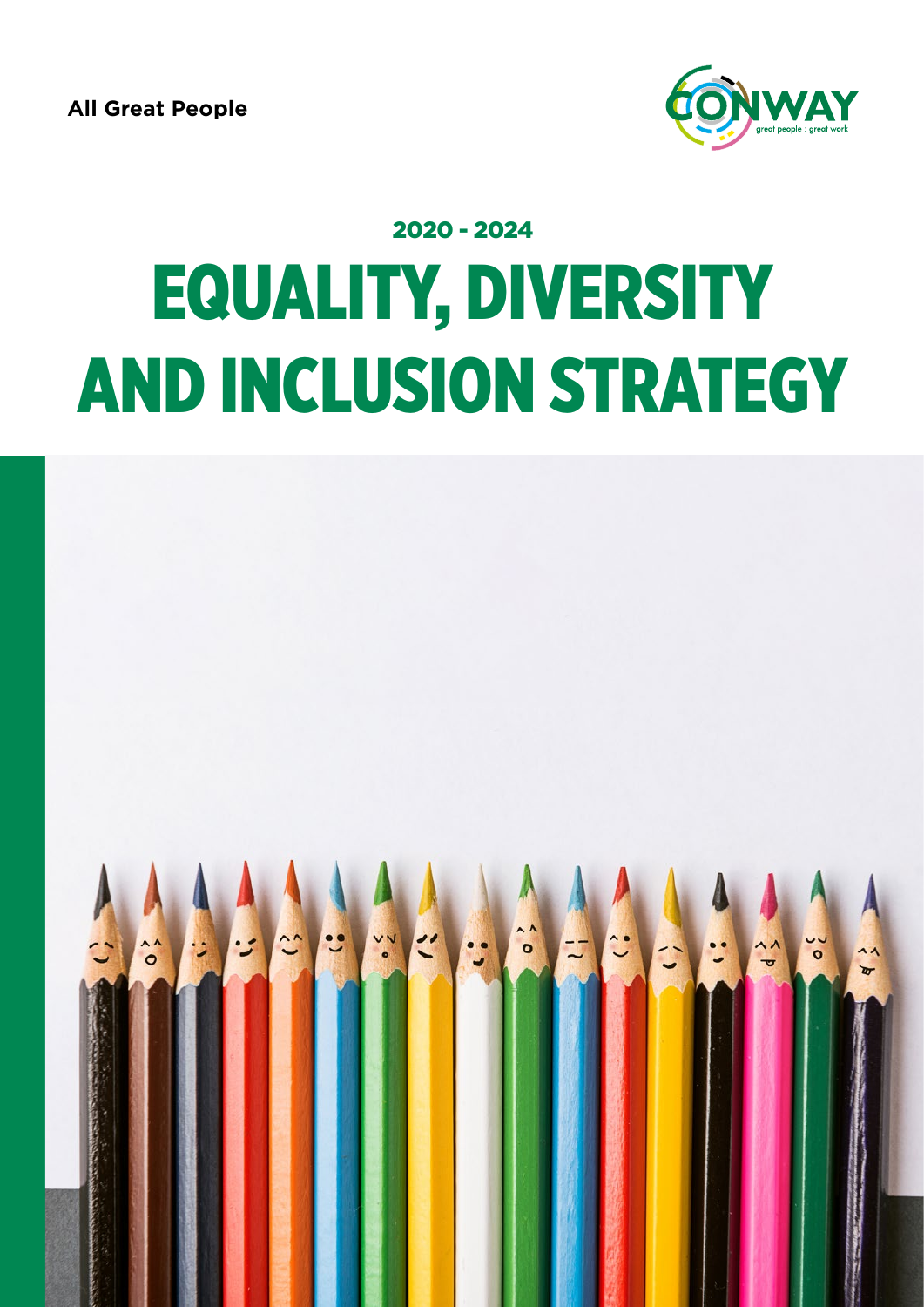All Great People

CONWAY
great people : great work

## 2020 - 2024

# EQUALITY, DIVERSITY AND INCLUSION STRATEGY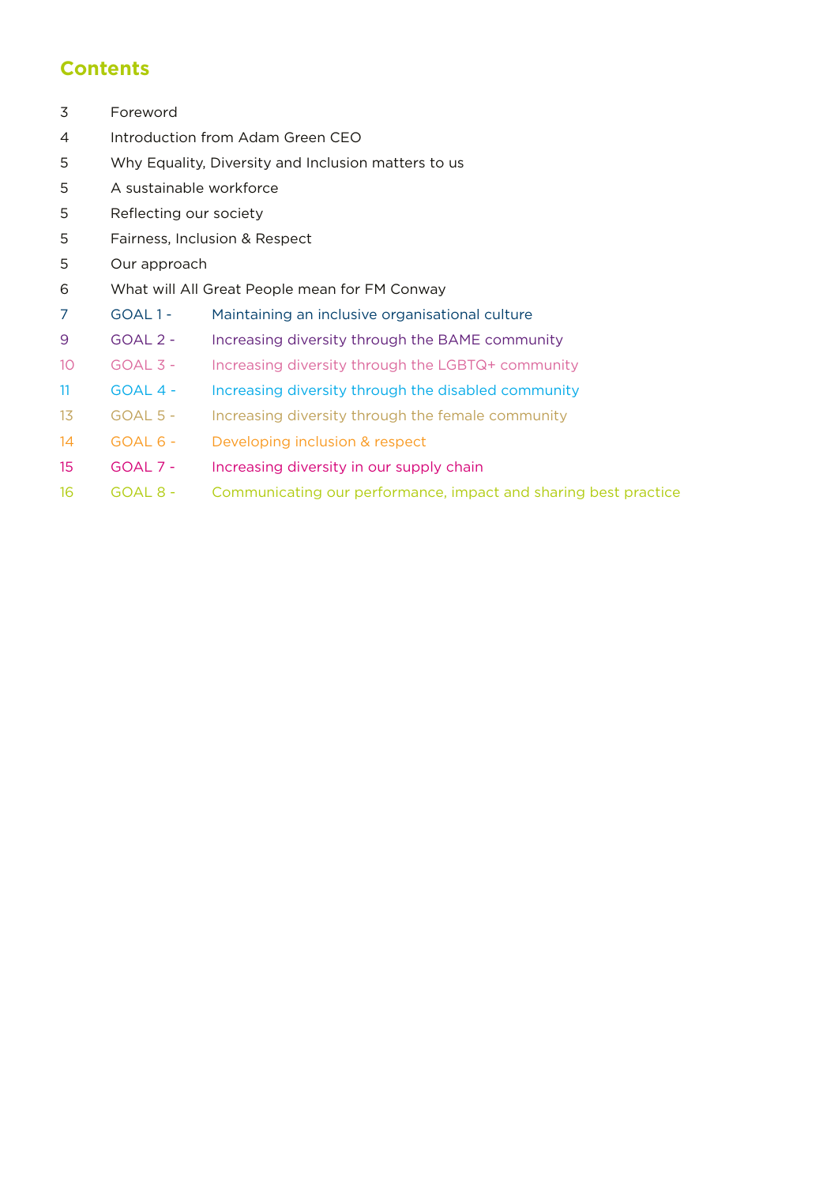## Contents

| | | |
|---|---|---|
| 3 | Foreword | |
| 4 | Introduction from Adam Green CEO | |
| 5 | Why Equality, Diversity and Inclusion matters to us | |
| 5 | A sustainable workforce | |
| 5 | Reflecting our society | |
| 5 | Fairness, Inclusion & Respect | |
| 5 | Our approach | |
| 6 | What will All Great People mean for FM Conway | |
| 7 | GOAL 1 - | Maintaining an inclusive organisational culture |
| 9 | GOAL 2 - | Increasing diversity through the BAME community |
| 10 | GOAL 3 - | Increasing diversity through the LGBTQ+ community |
| 11 | GOAL 4 - | Increasing diversity through the disabled community |
| 13 | GOAL 5 - | Increasing diversity through the female community |
| 14 | GOAL 6 - | Developing inclusion & respect |
| 15 | GOAL 7 - | Increasing diversity in our supply chain |
| 16 | GOAL 8 - | Communicating our performance, impact and sharing best practice |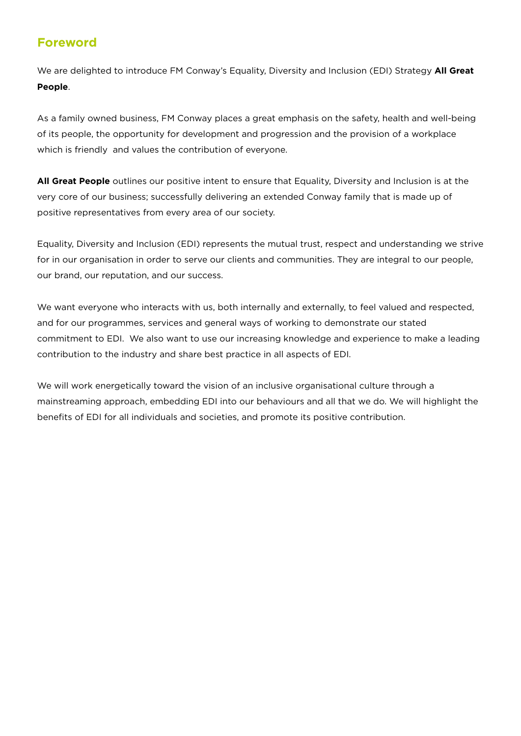## Foreword

We are delighted to introduce FM Conway's Equality, Diversity and Inclusion (EDI) Strategy **All Great People**.

As a family owned business, FM Conway places a great emphasis on the safety, health and well-being of its people, the opportunity for development and progression and the provision of a workplace which is friendly and values the contribution of everyone.

**All Great People** outlines our positive intent to ensure that Equality, Diversity and Inclusion is at the very core of our business; successfully delivering an extended Conway family that is made up of positive representatives from every area of our society.

Equality, Diversity and Inclusion (EDI) represents the mutual trust, respect and understanding we strive for in our organisation in order to serve our clients and communities. They are integral to our people, our brand, our reputation, and our success.

We want everyone who interacts with us, both internally and externally, to feel valued and respected, and for our programmes, services and general ways of working to demonstrate our stated commitment to EDI. We also want to use our increasing knowledge and experience to make a leading contribution to the industry and share best practice in all aspects of EDI.

We will work energetically toward the vision of an inclusive organisational culture through a mainstreaming approach, embedding EDI into our behaviours and all that we do. We will highlight the benefits of EDI for all individuals and societies, and promote its positive contribution.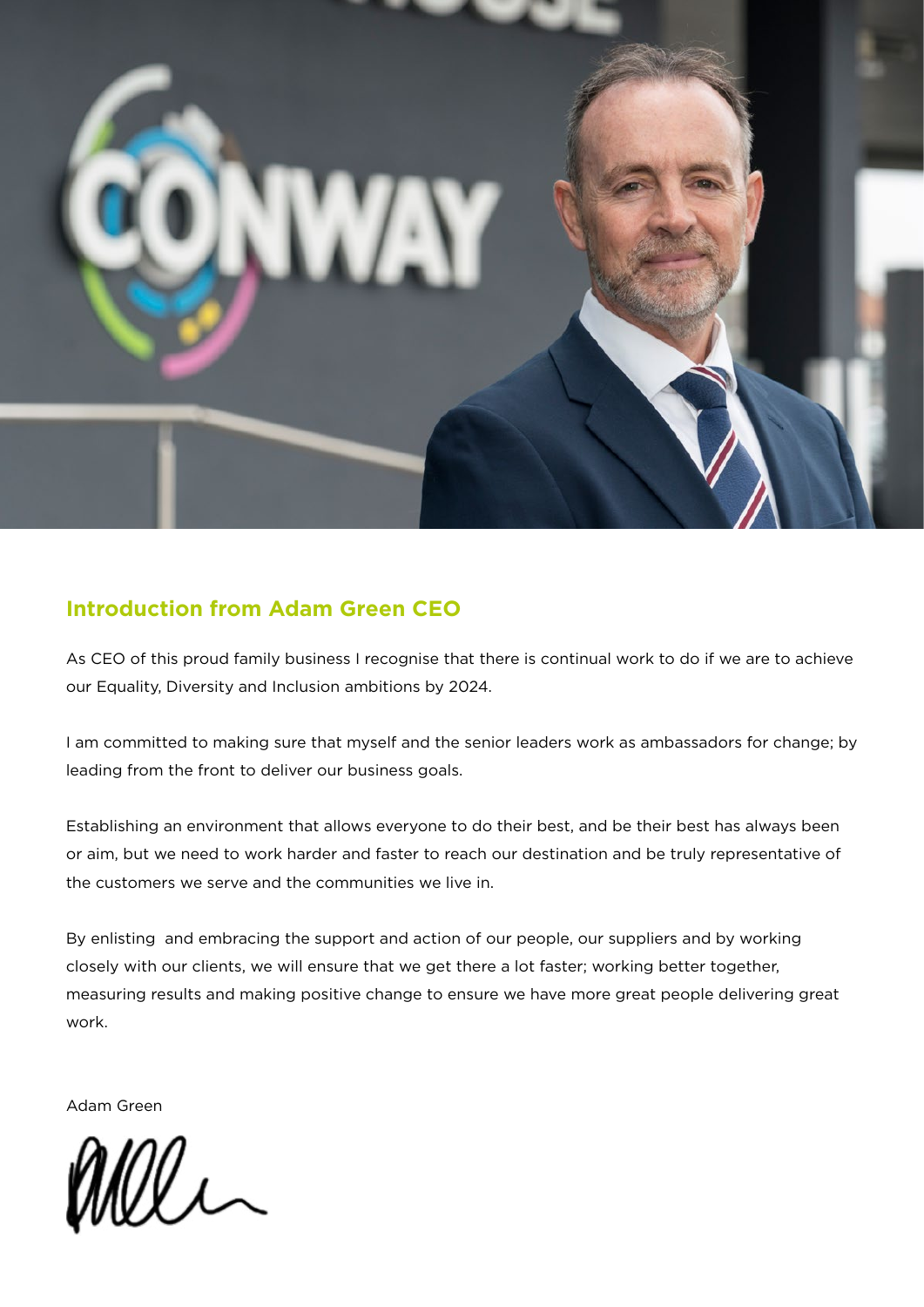## Introduction from Adam Green CEO

As CEO of this proud family business I recognise that there is continual work to do if we are to achieve our Equality, Diversity and Inclusion ambitions by 2024.

I am committed to making sure that myself and the senior leaders work as ambassadors for change; by leading from the front to deliver our business goals.

Establishing an environment that allows everyone to do their best, and be their best has always been or aim, but we need to work harder and faster to reach our destination and be truly representative of the customers we serve and the communities we live in.

By enlisting and embracing the support and action of our people, our suppliers and by working closely with our clients, we will ensure that we get there a lot faster; working better together, measuring results and making positive change to ensure we have more great people delivering great work.

Adam Green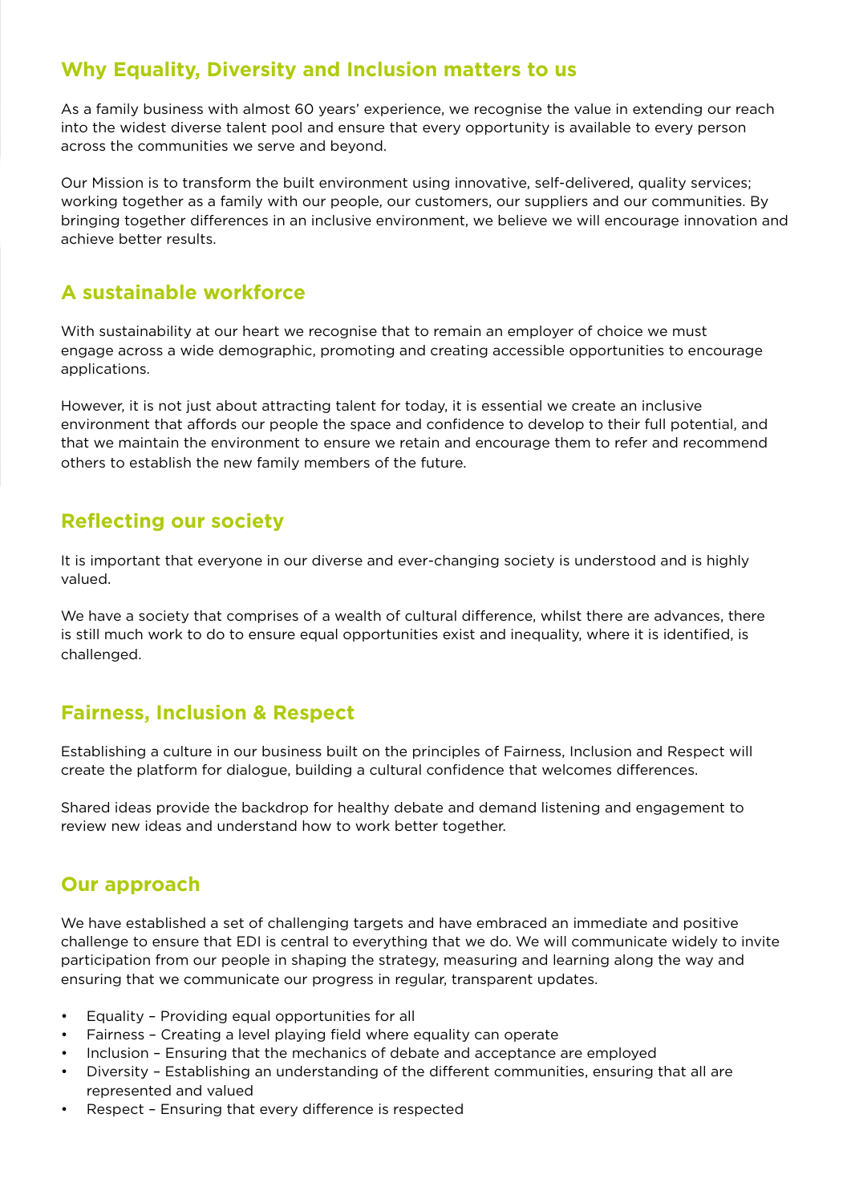## Why Equality, Diversity and Inclusion matters to us

As a family business with almost 60 years' experience, we recognise the value in extending our reach into the widest diverse talent pool and ensure that every opportunity is available to every person across the communities we serve and beyond.

Our Mission is to transform the built environment using innovative, self-delivered, quality services; working together as a family with our people, our customers, our suppliers and our communities. By bringing together differences in an inclusive environment, we believe we will encourage innovation and achieve better results.

## A sustainable workforce

With sustainability at our heart we recognise that to remain an employer of choice we must engage across a wide demographic, promoting and creating accessible opportunities to encourage applications.

However, it is not just about attracting talent for today, it is essential we create an inclusive environment that affords our people the space and confidence to develop to their full potential, and that we maintain the environment to ensure we retain and encourage them to refer and recommend others to establish the new family members of the future.

## Reflecting our society

It is important that everyone in our diverse and ever-changing society is understood and is highly valued.

We have a society that comprises of a wealth of cultural difference, whilst there are advances, there is still much work to do to ensure equal opportunities exist and inequality, where it is identified, is challenged.

## Fairness, Inclusion & Respect

Establishing a culture in our business built on the principles of Fairness, Inclusion and Respect will create the platform for dialogue, building a cultural confidence that welcomes differences.

Shared ideas provide the backdrop for healthy debate and demand listening and engagement to review new ideas and understand how to work better together.

## Our approach

We have established a set of challenging targets and have embraced an immediate and positive challenge to ensure that EDI is central to everything that we do. We will communicate widely to invite participation from our people in shaping the strategy, measuring and learning along the way and ensuring that we communicate our progress in regular, transparent updates.

- Equality – Providing equal opportunities for all
- Fairness – Creating a level playing field where equality can operate
- Inclusion – Ensuring that the mechanics of debate and acceptance are employed
- Diversity – Establishing an understanding of the different communities, ensuring that all are represented and valued
- Respect – Ensuring that every difference is respected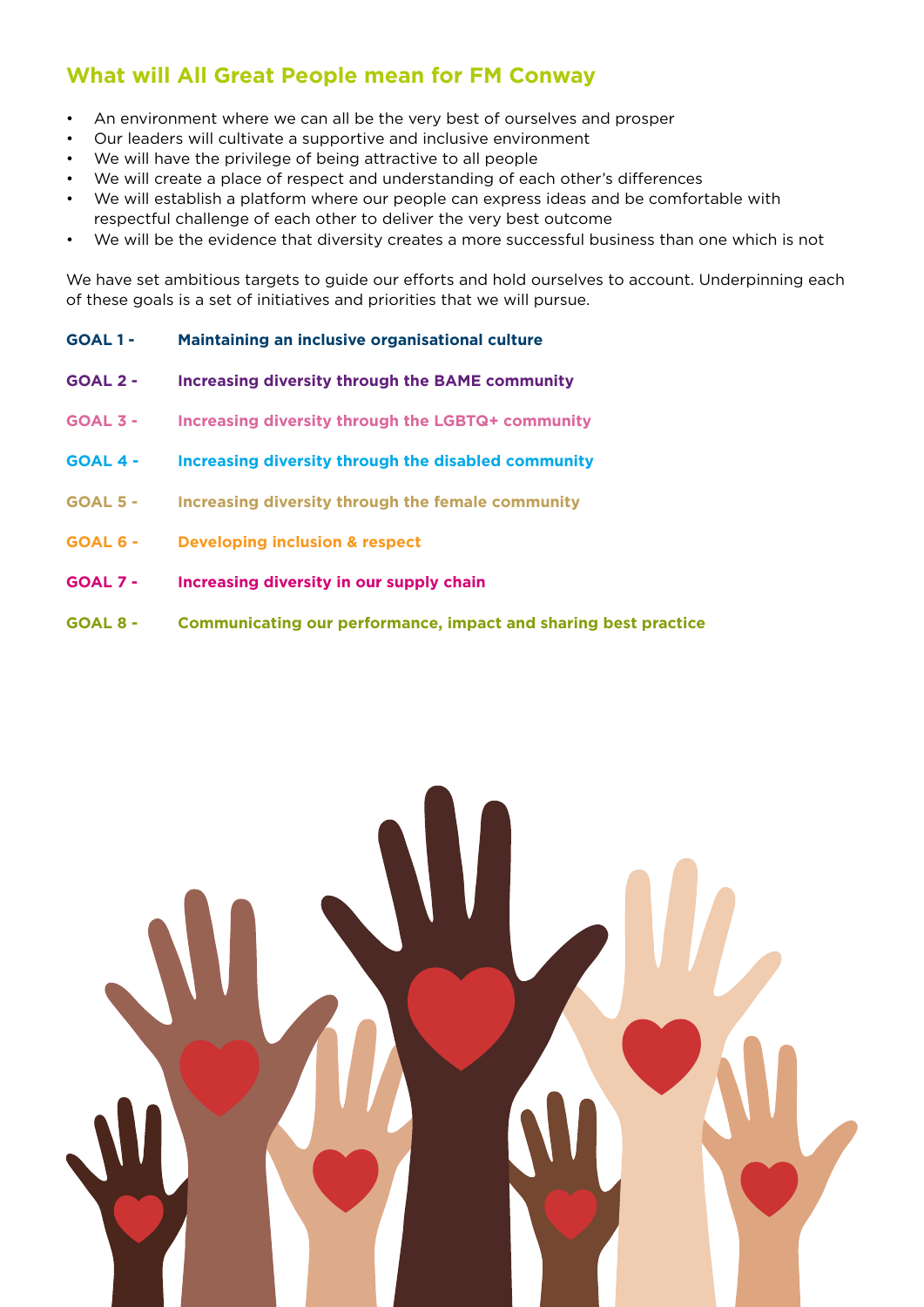## What will All Great People mean for FM Conway

- An environment where we can all be the very best of ourselves and prosper
- Our leaders will cultivate a supportive and inclusive environment
- We will have the privilege of being attractive to all people
- We will create a place of respect and understanding of each other's differences
- We will establish a platform where our people can express ideas and be comfortable with respectful challenge of each other to deliver the very best outcome
- We will be the evidence that diversity creates a more successful business than one which is not

We have set ambitious targets to guide our efforts and hold ourselves to account. Underpinning each of these goals is a set of initiatives and priorities that we will pursue.

**GOAL 1 -** **Maintaining an inclusive organisational culture**

**GOAL 2 -** **Increasing diversity through the BAME community**

**GOAL 3 -** **Increasing diversity through the LGBTQ+ community**

**GOAL 4 -** **Increasing diversity through the disabled community**

**GOAL 5 -** **Increasing diversity through the female community**

**GOAL 6 -** **Developing inclusion & respect**

**GOAL 7 -** **Increasing diversity in our supply chain**

**GOAL 8 -** **Communicating our performance, impact and sharing best practice**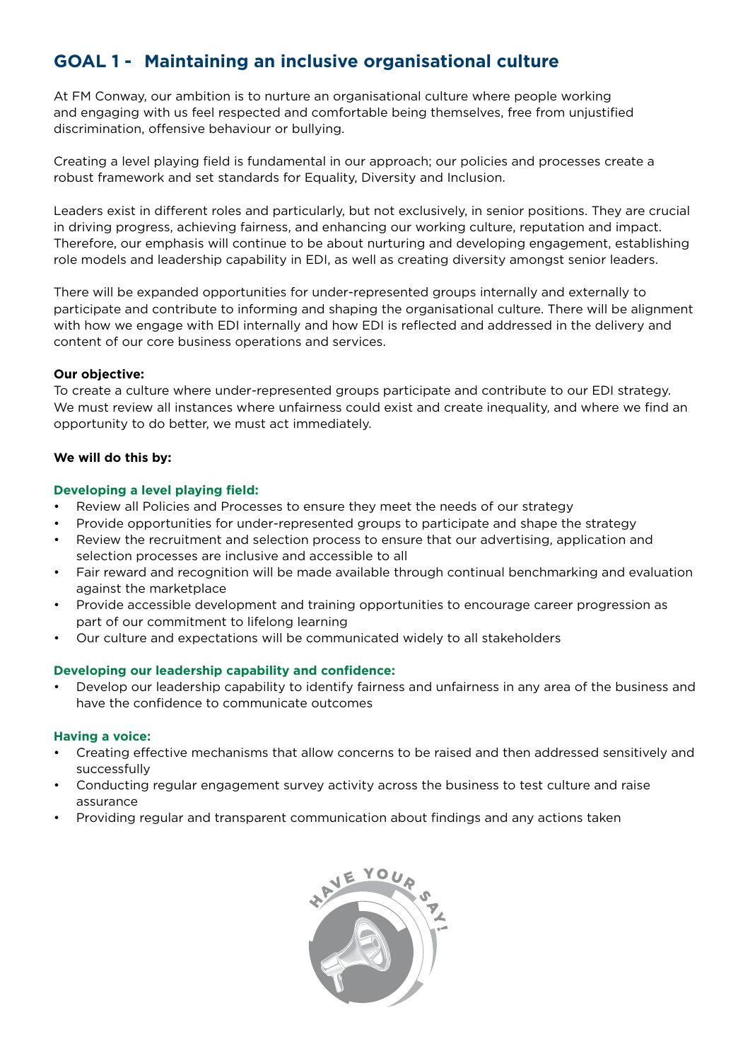## GOAL 1 - Maintaining an inclusive organisational culture

At FM Conway, our ambition is to nurture an organisational culture where people working and engaging with us feel respected and comfortable being themselves, free from unjustified discrimination, offensive behaviour or bullying.

Creating a level playing field is fundamental in our approach; our policies and processes create a robust framework and set standards for Equality, Diversity and Inclusion.

Leaders exist in different roles and particularly, but not exclusively, in senior positions. They are crucial in driving progress, achieving fairness, and enhancing our working culture, reputation and impact. Therefore, our emphasis will continue to be about nurturing and developing engagement, establishing role models and leadership capability in EDI, as well as creating diversity amongst senior leaders.

There will be expanded opportunities for under-represented groups internally and externally to participate and contribute to informing and shaping the organisational culture. There will be alignment with how we engage with EDI internally and how EDI is reflected and addressed in the delivery and content of our core business operations and services.

**Our objective:**
To create a culture where under-represented groups participate and contribute to our EDI strategy. We must review all instances where unfairness could exist and create inequality, and where we find an opportunity to do better, we must act immediately.

**We will do this by:**

**Developing a level playing field:**

- Review all Policies and Processes to ensure they meet the needs of our strategy
- Provide opportunities for under-represented groups to participate and shape the strategy
- Review the recruitment and selection process to ensure that our advertising, application and selection processes are inclusive and accessible to all
- Fair reward and recognition will be made available through continual benchmarking and evaluation against the marketplace
- Provide accessible development and training opportunities to encourage career progression as part of our commitment to lifelong learning
- Our culture and expectations will be communicated widely to all stakeholders

**Developing our leadership capability and confidence:**

- Develop our leadership capability to identify fairness and unfairness in any area of the business and have the confidence to communicate outcomes

**Having a voice:**

- Creating effective mechanisms that allow concerns to be raised and then addressed sensitively and successfully
- Conducting regular engagement survey activity across the business to test culture and raise assurance
- Providing regular and transparent communication about findings and any actions taken

HAVE YOUR SAY!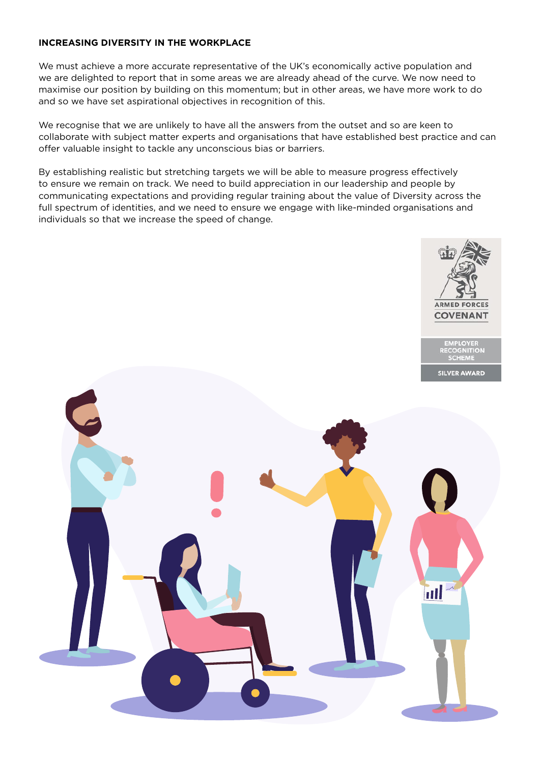## INCREASING DIVERSITY IN THE WORKPLACE

We must achieve a more accurate representative of the UK's economically active population and we are delighted to report that in some areas we are already ahead of the curve. We now need to maximise our position by building on this momentum; but in other areas, we have more work to do and so we have set aspirational objectives in recognition of this.

We recognise that we are unlikely to have all the answers from the outset and so are keen to collaborate with subject matter experts and organisations that have established best practice and can offer valuable insight to tackle any unconscious bias or barriers.

By establishing realistic but stretching targets we will be able to measure progress effectively to ensure we remain on track. We need to build appreciation in our leadership and people by communicating expectations and providing regular training about the value of Diversity across the full spectrum of identities, and we need to ensure we engage with like-minded organisations and individuals so that we increase the speed of change.

ARMED FORCES COVENANT

EMPLOYER RECOGNITION SCHEME

SILVER AWARD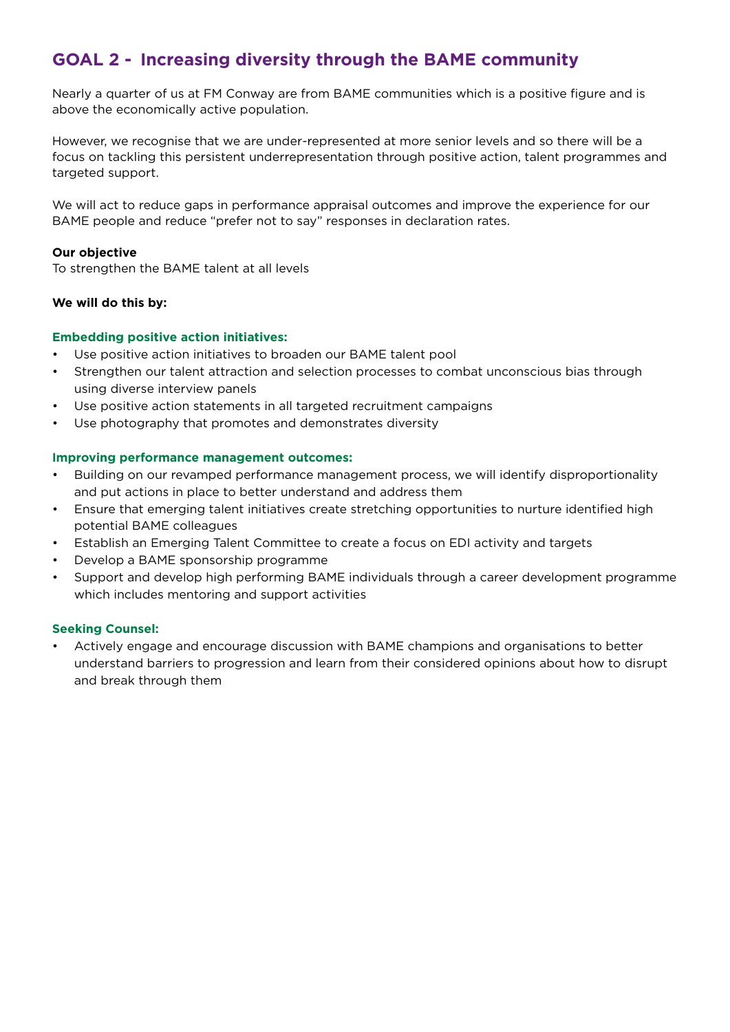## GOAL 2 - Increasing diversity through the BAME community

Nearly a quarter of us at FM Conway are from BAME communities which is a positive figure and is above the economically active population.

However, we recognise that we are under-represented at more senior levels and so there will be a focus on tackling this persistent underrepresentation through positive action, talent programmes and targeted support.

We will act to reduce gaps in performance appraisal outcomes and improve the experience for our BAME people and reduce "prefer not to say" responses in declaration rates.

**Our objective**
To strengthen the BAME talent at all levels

**We will do this by:**

**Embedding positive action initiatives:**

- Use positive action initiatives to broaden our BAME talent pool
- Strengthen our talent attraction and selection processes to combat unconscious bias through using diverse interview panels
- Use positive action statements in all targeted recruitment campaigns
- Use photography that promotes and demonstrates diversity

**Improving performance management outcomes:**

- Building on our revamped performance management process, we will identify disproportionality and put actions in place to better understand and address them
- Ensure that emerging talent initiatives create stretching opportunities to nurture identified high potential BAME colleagues
- Establish an Emerging Talent Committee to create a focus on EDI activity and targets
- Develop a BAME sponsorship programme
- Support and develop high performing BAME individuals through a career development programme which includes mentoring and support activities

**Seeking Counsel:**

- Actively engage and encourage discussion with BAME champions and organisations to better understand barriers to progression and learn from their considered opinions about how to disrupt and break through them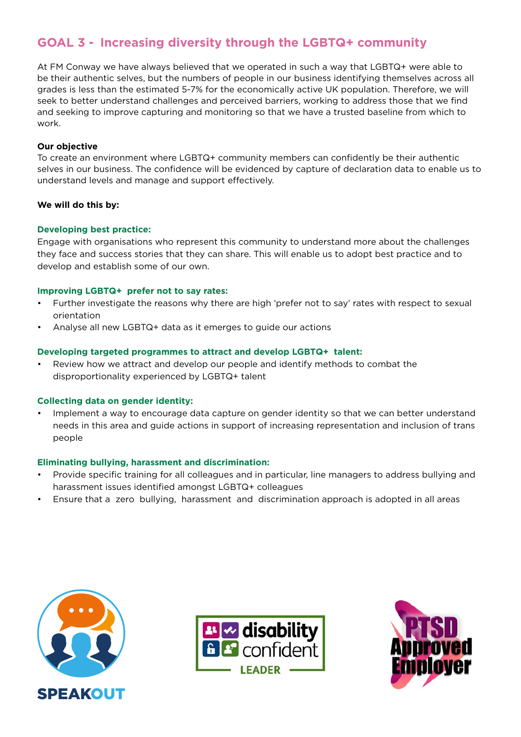## GOAL 3 - Increasing diversity through the LGBTQ+ community

At FM Conway we have always believed that we operated in such a way that LGBTQ+ were able to be their authentic selves, but the numbers of people in our business identifying themselves across all grades is less than the estimated 5-7% for the economically active UK population. Therefore, we will seek to better understand challenges and perceived barriers, working to address those that we find and seeking to improve capturing and monitoring so that we have a trusted baseline from which to work.

**Our objective**

To create an environment where LGBTQ+ community members can confidently be their authentic selves in our business. The confidence will be evidenced by capture of declaration data to enable us to understand levels and manage and support effectively.

**We will do this by:**

**Developing best practice:**

Engage with organisations who represent this community to understand more about the challenges they face and success stories that they can share. This will enable us to adopt best practice and to develop and establish some of our own.

**Improving LGBTQ+ prefer not to say rates:**

- Further investigate the reasons why there are high 'prefer not to say' rates with respect to sexual orientation
- Analyse all new LGBTQ+ data as it emerges to guide our actions

**Developing targeted programmes to attract and develop LGBTQ+ talent:**

- Review how we attract and develop our people and identify methods to combat the disproportionality experienced by LGBTQ+ talent

**Collecting data on gender identity:**

- Implement a way to encourage data capture on gender identity so that we can better understand needs in this area and guide actions in support of increasing representation and inclusion of trans people

**Eliminating bullying, harassment and discrimination:**

- Provide specific training for all colleagues and in particular, line managers to address bullying and harassment issues identified amongst LGBTQ+ colleagues
- Ensure that a zero bullying, harassment and discrimination approach is adopted in all areas

SPEAKOUT

disability confident LEADER

PTSD Approved Employer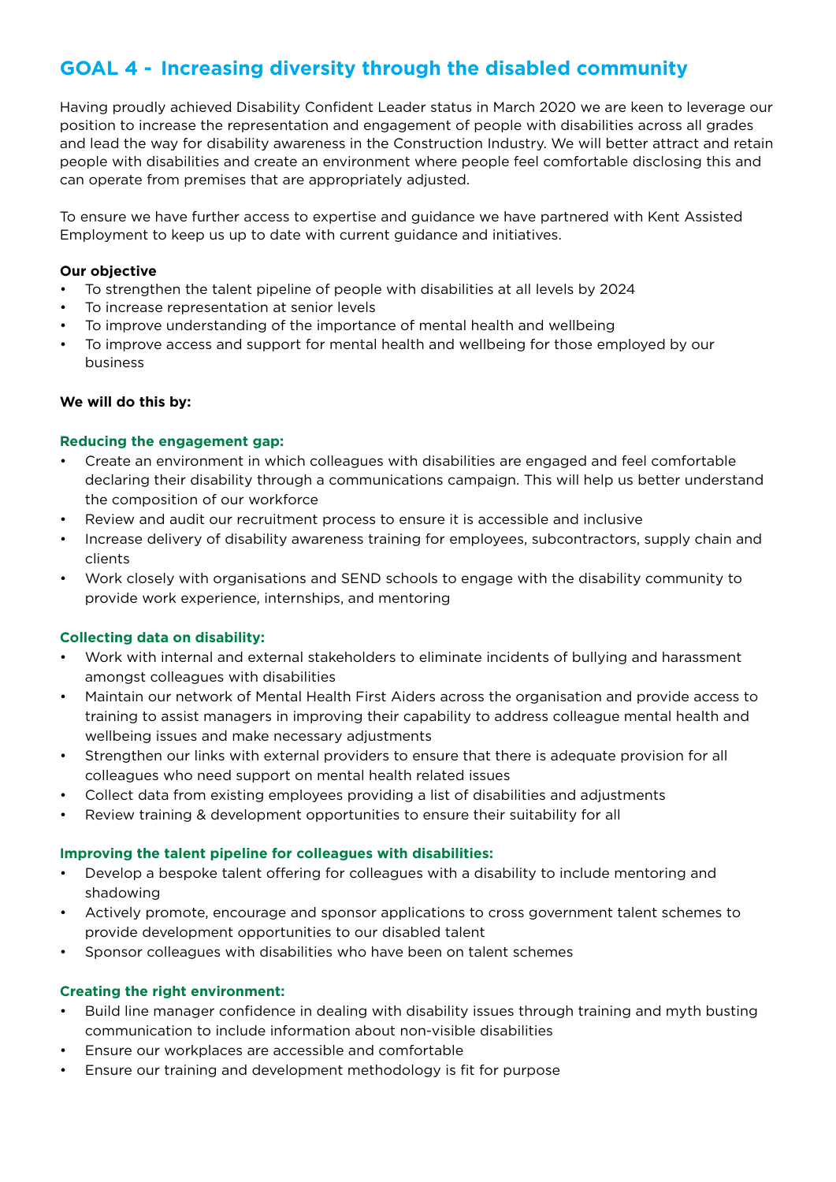## GOAL 4 - Increasing diversity through the disabled community

Having proudly achieved Disability Confident Leader status in March 2020 we are keen to leverage our position to increase the representation and engagement of people with disabilities across all grades and lead the way for disability awareness in the Construction Industry. We will better attract and retain people with disabilities and create an environment where people feel comfortable disclosing this and can operate from premises that are appropriately adjusted.

To ensure we have further access to expertise and guidance we have partnered with Kent Assisted Employment to keep us up to date with current guidance and initiatives.

**Our objective**

- To strengthen the talent pipeline of people with disabilities at all levels by 2024
- To increase representation at senior levels
- To improve understanding of the importance of mental health and wellbeing
- To improve access and support for mental health and wellbeing for those employed by our business

**We will do this by:**

**Reducing the engagement gap:**

- Create an environment in which colleagues with disabilities are engaged and feel comfortable declaring their disability through a communications campaign. This will help us better understand the composition of our workforce
- Review and audit our recruitment process to ensure it is accessible and inclusive
- Increase delivery of disability awareness training for employees, subcontractors, supply chain and clients
- Work closely with organisations and SEND schools to engage with the disability community to provide work experience, internships, and mentoring

**Collecting data on disability:**

- Work with internal and external stakeholders to eliminate incidents of bullying and harassment amongst colleagues with disabilities
- Maintain our network of Mental Health First Aiders across the organisation and provide access to training to assist managers in improving their capability to address colleague mental health and wellbeing issues and make necessary adjustments
- Strengthen our links with external providers to ensure that there is adequate provision for all colleagues who need support on mental health related issues
- Collect data from existing employees providing a list of disabilities and adjustments
- Review training & development opportunities to ensure their suitability for all

**Improving the talent pipeline for colleagues with disabilities:**

- Develop a bespoke talent offering for colleagues with a disability to include mentoring and shadowing
- Actively promote, encourage and sponsor applications to cross government talent schemes to provide development opportunities to our disabled talent
- Sponsor colleagues with disabilities who have been on talent schemes

**Creating the right environment:**

- Build line manager confidence in dealing with disability issues through training and myth busting communication to include information about non-visible disabilities
- Ensure our workplaces are accessible and comfortable
- Ensure our training and development methodology is fit for purpose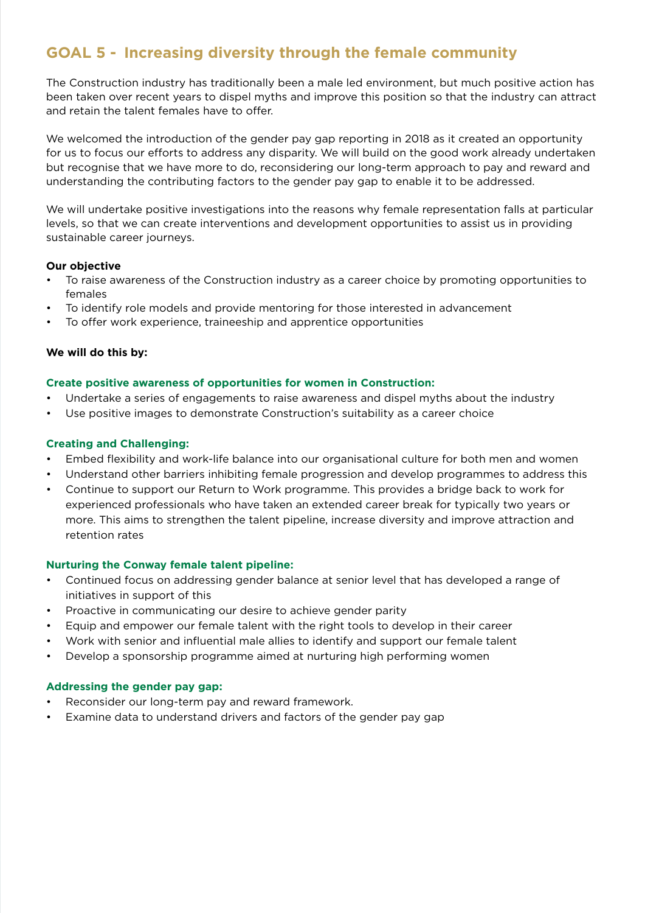## GOAL 5 - Increasing diversity through the female community

The Construction industry has traditionally been a male led environment, but much positive action has been taken over recent years to dispel myths and improve this position so that the industry can attract and retain the talent females have to offer.

We welcomed the introduction of the gender pay gap reporting in 2018 as it created an opportunity for us to focus our efforts to address any disparity. We will build on the good work already undertaken but recognise that we have more to do, reconsidering our long-term approach to pay and reward and understanding the contributing factors to the gender pay gap to enable it to be addressed.

We will undertake positive investigations into the reasons why female representation falls at particular levels, so that we can create interventions and development opportunities to assist us in providing sustainable career journeys.

**Our objective**

- To raise awareness of the Construction industry as a career choice by promoting opportunities to females
- To identify role models and provide mentoring for those interested in advancement
- To offer work experience, traineeship and apprentice opportunities

**We will do this by:**

**Create positive awareness of opportunities for women in Construction:**

- Undertake a series of engagements to raise awareness and dispel myths about the industry
- Use positive images to demonstrate Construction's suitability as a career choice

**Creating and Challenging:**

- Embed flexibility and work-life balance into our organisational culture for both men and women
- Understand other barriers inhibiting female progression and develop programmes to address this
- Continue to support our Return to Work programme. This provides a bridge back to work for experienced professionals who have taken an extended career break for typically two years or more. This aims to strengthen the talent pipeline, increase diversity and improve attraction and retention rates

**Nurturing the Conway female talent pipeline:**

- Continued focus on addressing gender balance at senior level that has developed a range of initiatives in support of this
- Proactive in communicating our desire to achieve gender parity
- Equip and empower our female talent with the right tools to develop in their career
- Work with senior and influential male allies to identify and support our female talent
- Develop a sponsorship programme aimed at nurturing high performing women

**Addressing the gender pay gap:**

- Reconsider our long-term pay and reward framework.
- Examine data to understand drivers and factors of the gender pay gap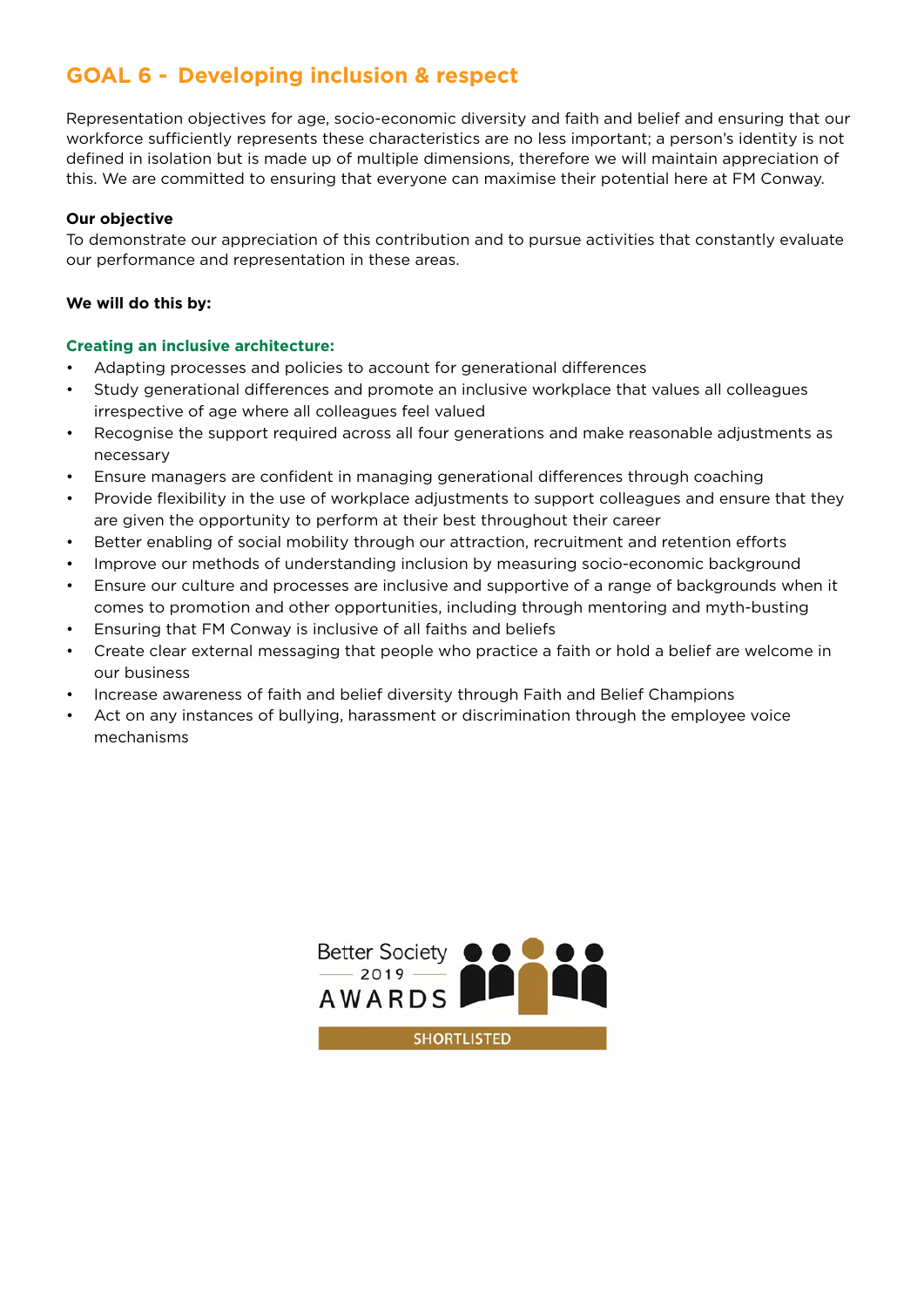## GOAL 6 - Developing inclusion & respect

Representation objectives for age, socio-economic diversity and faith and belief and ensuring that our workforce sufficiently represents these characteristics are no less important; a person's identity is not defined in isolation but is made up of multiple dimensions, therefore we will maintain appreciation of this. We are committed to ensuring that everyone can maximise their potential here at FM Conway.

**Our objective**

To demonstrate our appreciation of this contribution and to pursue activities that constantly evaluate our performance and representation in these areas.

**We will do this by:**

**Creating an inclusive architecture:**

- Adapting processes and policies to account for generational differences
- Study generational differences and promote an inclusive workplace that values all colleagues irrespective of age where all colleagues feel valued
- Recognise the support required across all four generations and make reasonable adjustments as necessary
- Ensure managers are confident in managing generational differences through coaching
- Provide flexibility in the use of workplace adjustments to support colleagues and ensure that they are given the opportunity to perform at their best throughout their career
- Better enabling of social mobility through our attraction, recruitment and retention efforts
- Improve our methods of understanding inclusion by measuring socio-economic background
- Ensure our culture and processes are inclusive and supportive of a range of backgrounds when it comes to promotion and other opportunities, including through mentoring and myth-busting
- Ensuring that FM Conway is inclusive of all faiths and beliefs
- Create clear external messaging that people who practice a faith or hold a belief are welcome in our business
- Increase awareness of faith and belief diversity through Faith and Belief Champions
- Act on any instances of bullying, harassment or discrimination through the employee voice mechanisms

Better Society 2019 AWARDS SHORTLISTED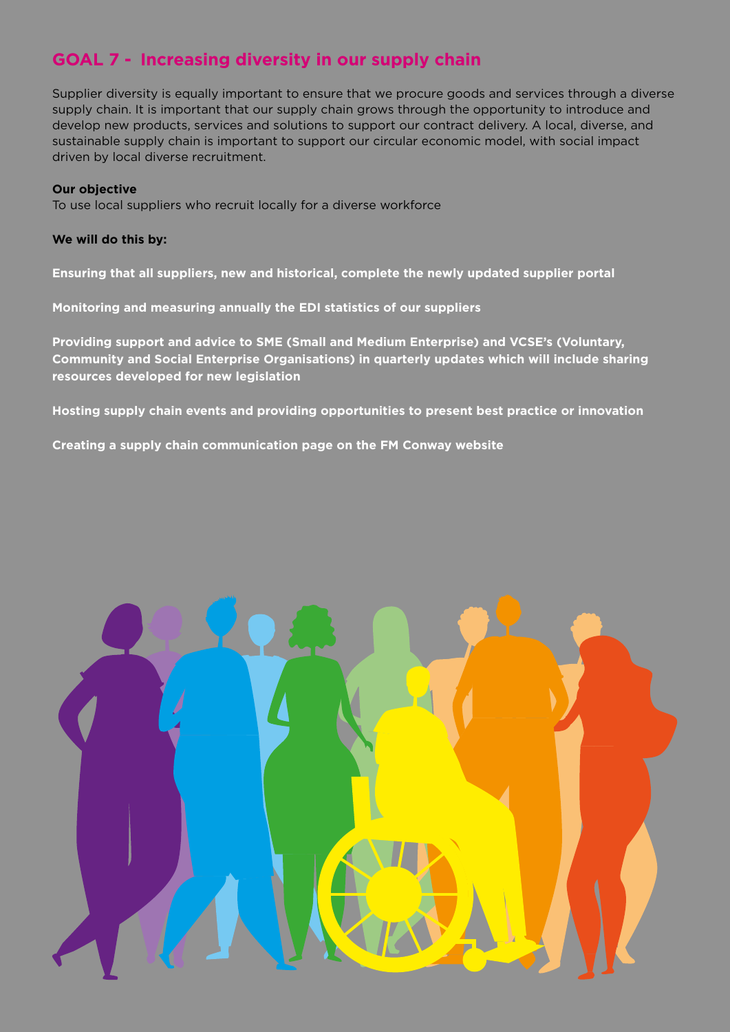## GOAL 7 - Increasing diversity in our supply chain

Supplier diversity is equally important to ensure that we procure goods and services through a diverse supply chain. It is important that our supply chain grows through the opportunity to introduce and develop new products, services and solutions to support our contract delivery. A local, diverse, and sustainable supply chain is important to support our circular economic model, with social impact driven by local diverse recruitment.

**Our objective**
To use local suppliers who recruit locally for a diverse workforce

**We will do this by:**

**Ensuring that all suppliers, new and historical, complete the newly updated supplier portal**

**Monitoring and measuring annually the EDI statistics of our suppliers**

**Providing support and advice to SME (Small and Medium Enterprise) and VCSE's (Voluntary, Community and Social Enterprise Organisations) in quarterly updates which will include sharing resources developed for new legislation**

**Hosting supply chain events and providing opportunities to present best practice or innovation**

**Creating a supply chain communication page on the FM Conway website**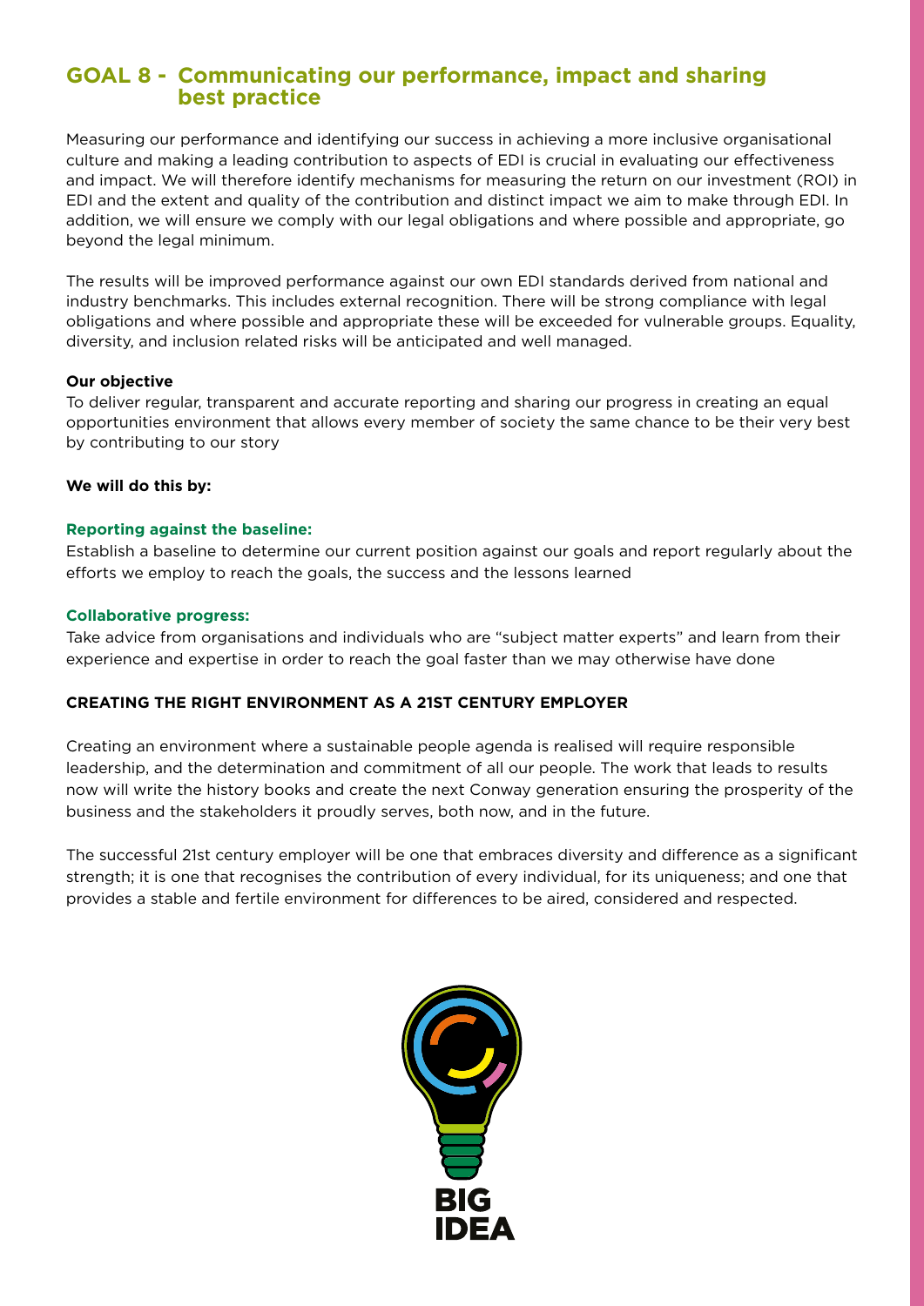## GOAL 8 - Communicating our performance, impact and sharing best practice

Measuring our performance and identifying our success in achieving a more inclusive organisational culture and making a leading contribution to aspects of EDI is crucial in evaluating our effectiveness and impact. We will therefore identify mechanisms for measuring the return on our investment (ROI) in EDI and the extent and quality of the contribution and distinct impact we aim to make through EDI. In addition, we will ensure we comply with our legal obligations and where possible and appropriate, go beyond the legal minimum.

The results will be improved performance against our own EDI standards derived from national and industry benchmarks. This includes external recognition. There will be strong compliance with legal obligations and where possible and appropriate these will be exceeded for vulnerable groups. Equality, diversity, and inclusion related risks will be anticipated and well managed.

**Our objective**

To deliver regular, transparent and accurate reporting and sharing our progress in creating an equal opportunities environment that allows every member of society the same chance to be their very best by contributing to our story

**We will do this by:**

**Reporting against the baseline:**

Establish a baseline to determine our current position against our goals and report regularly about the efforts we employ to reach the goals, the success and the lessons learned

**Collaborative progress:**

Take advice from organisations and individuals who are "subject matter experts" and learn from their experience and expertise in order to reach the goal faster than we may otherwise have done

**CREATING THE RIGHT ENVIRONMENT AS A 21ST CENTURY EMPLOYER**

Creating an environment where a sustainable people agenda is realised will require responsible leadership, and the determination and commitment of all our people. The work that leads to results now will write the history books and create the next Conway generation ensuring the prosperity of the business and the stakeholders it proudly serves, both now, and in the future.

The successful 21st century employer will be one that embraces diversity and difference as a significant strength; it is one that recognises the contribution of every individual, for its uniqueness; and one that provides a stable and fertile environment for differences to be aired, considered and respected.

BIG IDEA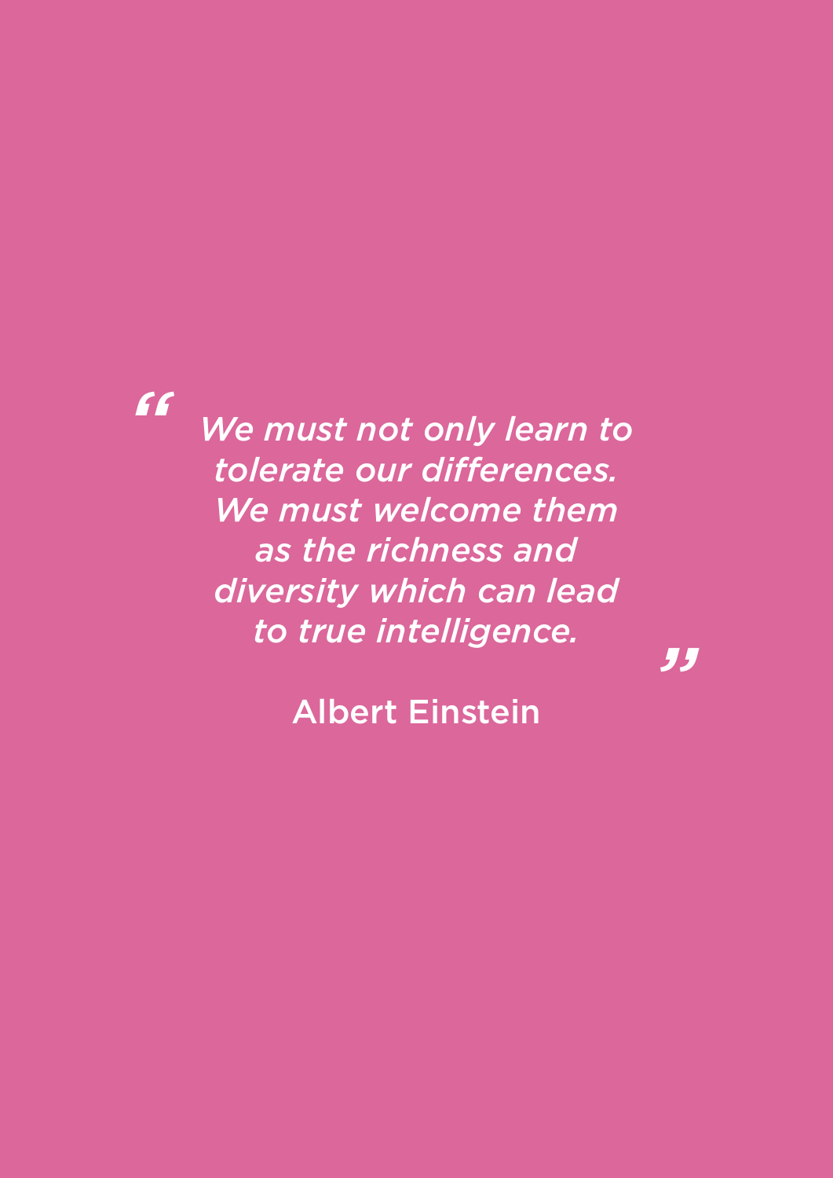> *"We must not only learn to tolerate our differences. We must welcome them as the richness and diversity which can lead to true intelligence."*

Albert Einstein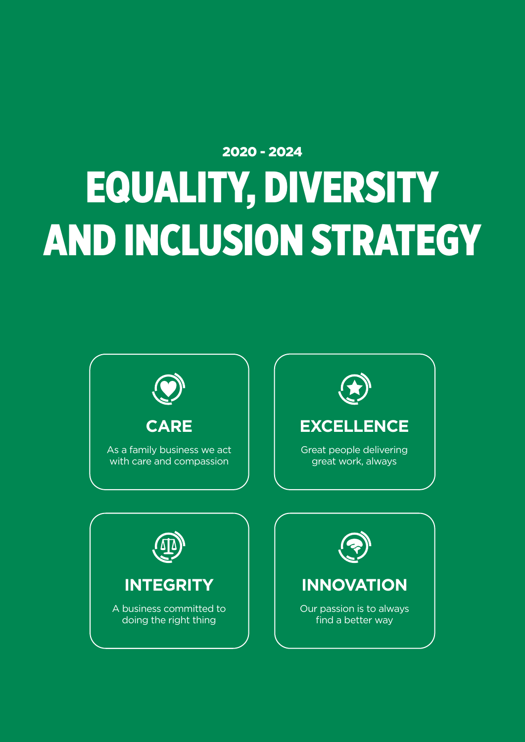2020 - 2024

# EQUALITY, DIVERSITY AND INCLUSION STRATEGY

## CARE

As a family business we act with care and compassion

## EXCELLENCE

Great people delivering great work, always

## INTEGRITY

A business committed to doing the right thing

## INNOVATION

Our passion is to always find a better way